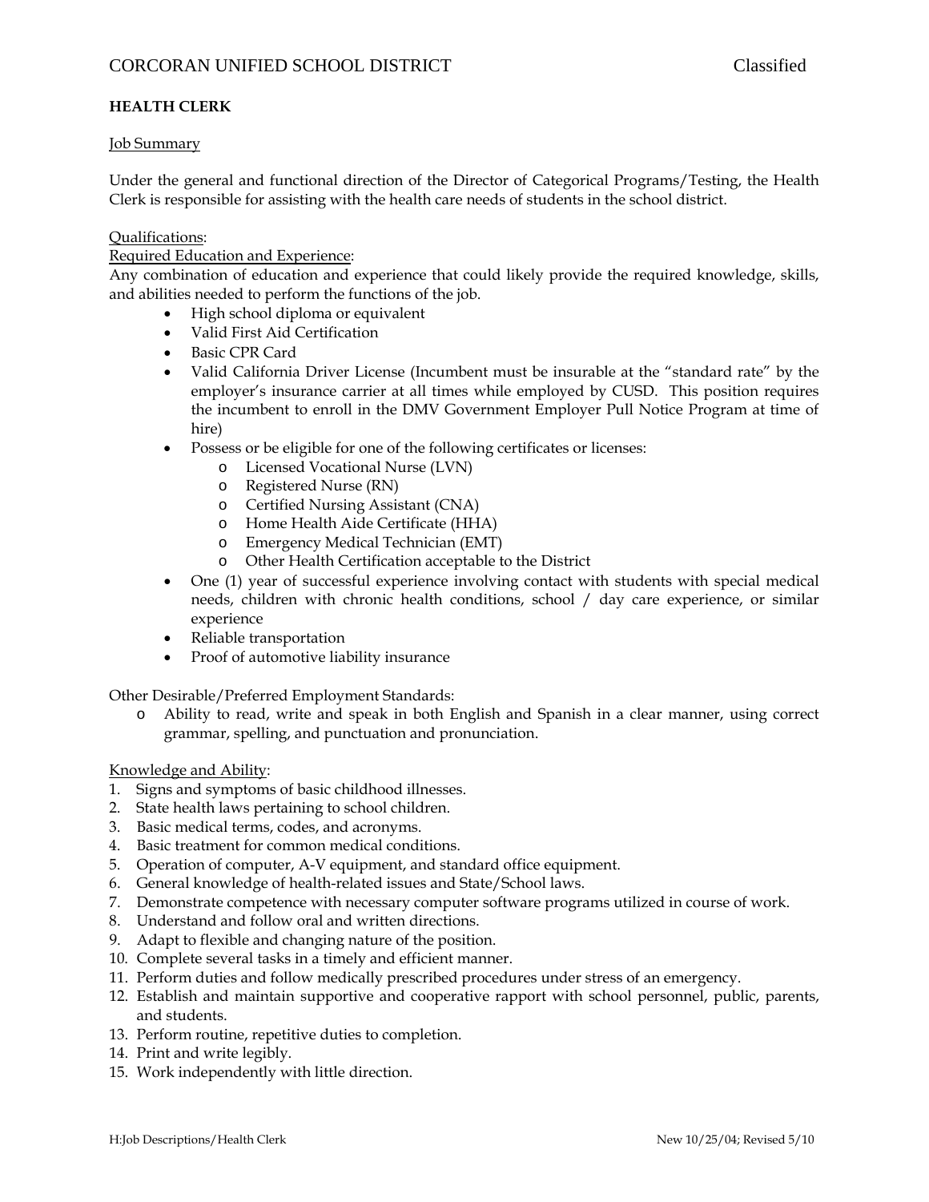CORCORAN UNIFIED SCHOOL DISTRICT Classified

**HEALTH CLERK**

Job Summary

Under the general and functional direction of the Director of Categorical Programs/Testing, the Health Clerk is responsible for assisting with the health care needs of students in the school district.

Qualifications:

Required Education and Experience:

Any combination of education and experience that could likely provide the required knowledge, skills, and abilities needed to perform the functions of the job.

- High school diploma or equivalent
- Valid First Aid Certification
- Basic CPR Card
- Valid California Driver License (Incumbent must be insurable at the "standard rate" by the employer's insurance carrier at all times while employed by CUSD. This position requires the incumbent to enroll in the DMV Government Employer Pull Notice Program at time of hire)
- Possess or be eligible for one of the following certificates or licenses:
  - Licensed Vocational Nurse (LVN)
  - Registered Nurse (RN)
  - Certified Nursing Assistant (CNA)
  - Home Health Aide Certificate (HHA)
  - Emergency Medical Technician (EMT)
  - Other Health Certification acceptable to the District
- One (1) year of successful experience involving contact with students with special medical needs, children with chronic health conditions, school / day care experience, or similar experience
- Reliable transportation
- Proof of automotive liability insurance

Other Desirable/Preferred Employment Standards:

- Ability to read, write and speak in both English and Spanish in a clear manner, using correct grammar, spelling, and punctuation and pronunciation.

Knowledge and Ability:

1. Signs and symptoms of basic childhood illnesses.
2. State health laws pertaining to school children.
3. Basic medical terms, codes, and acronyms.
4. Basic treatment for common medical conditions.
5. Operation of computer, A-V equipment, and standard office equipment.
6. General knowledge of health-related issues and State/School laws.
7. Demonstrate competence with necessary computer software programs utilized in course of work.
8. Understand and follow oral and written directions.
9. Adapt to flexible and changing nature of the position.
10. Complete several tasks in a timely and efficient manner.
11. Perform duties and follow medically prescribed procedures under stress of an emergency.
12. Establish and maintain supportive and cooperative rapport with school personnel, public, parents, and students.
13. Perform routine, repetitive duties to completion.
14. Print and write legibly.
15. Work independently with little direction.

H:Job Descriptions/Health Clerk New 10/25/04; Revised 5/10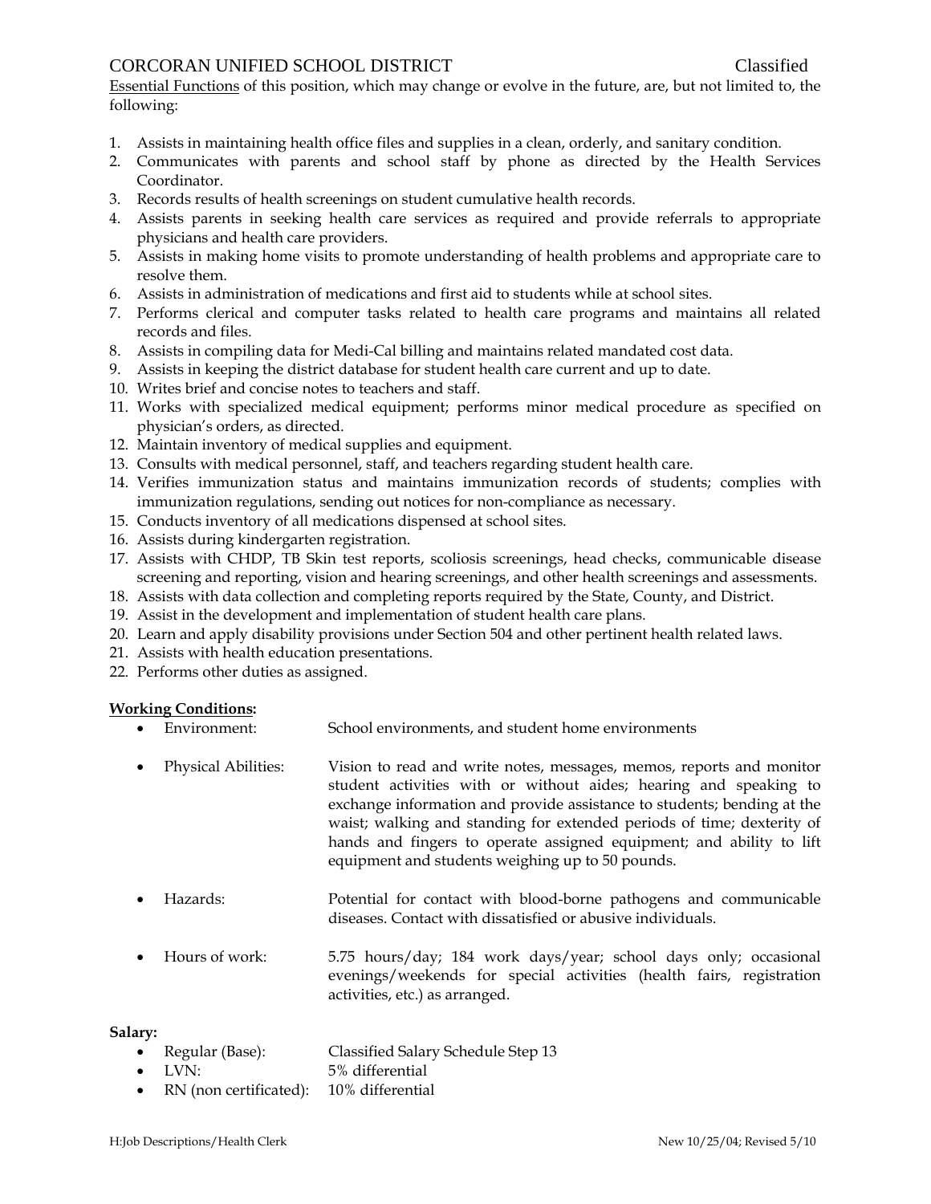Essential Functions of this position, which may change or evolve in the future, are, but not limited to, the following:

1. Assists in maintaining health office files and supplies in a clean, orderly, and sanitary condition.
2. Communicates with parents and school staff by phone as directed by the Health Services Coordinator.
3. Records results of health screenings on student cumulative health records.
4. Assists parents in seeking health care services as required and provide referrals to appropriate physicians and health care providers.
5. Assists in making home visits to promote understanding of health problems and appropriate care to resolve them.
6. Assists in administration of medications and first aid to students while at school sites.
7. Performs clerical and computer tasks related to health care programs and maintains all related records and files.
8. Assists in compiling data for Medi-Cal billing and maintains related mandated cost data.
9. Assists in keeping the district database for student health care current and up to date.
10. Writes brief and concise notes to teachers and staff.
11. Works with specialized medical equipment; performs minor medical procedure as specified on physician's orders, as directed.
12. Maintain inventory of medical supplies and equipment.
13. Consults with medical personnel, staff, and teachers regarding student health care.
14. Verifies immunization status and maintains immunization records of students; complies with immunization regulations, sending out notices for non-compliance as necessary.
15. Conducts inventory of all medications dispensed at school sites.
16. Assists during kindergarten registration.
17. Assists with CHDP, TB Skin test reports, scoliosis screenings, head checks, communicable disease screening and reporting, vision and hearing screenings, and other health screenings and assessments.
18. Assists with data collection and completing reports required by the State, County, and District.
19. Assist in the development and implementation of student health care plans.
20. Learn and apply disability provisions under Section 504 and other pertinent health related laws.
21. Assists with health education presentations.
22. Performs other duties as assigned.

**Working Conditions:**

- Environment: School environments, and student home environments
- Physical Abilities: Vision to read and write notes, messages, memos, reports and monitor student activities with or without aides; hearing and speaking to exchange information and provide assistance to students; bending at the waist; walking and standing for extended periods of time; dexterity of hands and fingers to operate assigned equipment; and ability to lift equipment and students weighing up to 50 pounds.
- Hazards: Potential for contact with blood-borne pathogens and communicable diseases. Contact with dissatisfied or abusive individuals.
- Hours of work: 5.75 hours/day; 184 work days/year; school days only; occasional evenings/weekends for special activities (health fairs, registration activities, etc.) as arranged.

**Salary:**

- Regular (Base): Classified Salary Schedule Step 13
- LVN: 5% differential
- RN (non certificated): 10% differential

H:Job Descriptions/Health Clerk New 10/25/04; Revised 5/10